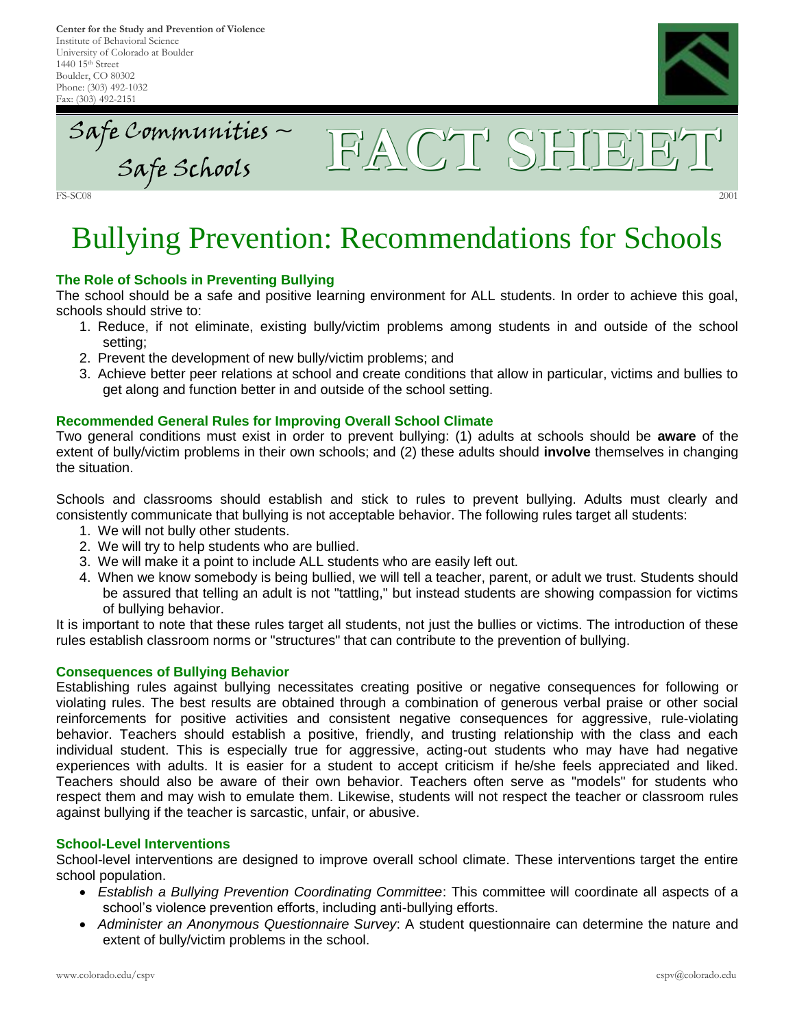**Center for the Study and Prevention of Violence**
Institute of Behavioral Science
University of Colorado at Boulder
1440 15th Street
Boulder, CO 80302
Phone: (303) 492-1032
Fax: (303) 492-2151

Safe Communities ~ Safe Schools

FACT SHEET

FS-SC08 2001

# Bullying Prevention: Recommendations for Schools

### The Role of Schools in Preventing Bullying

The school should be a safe and positive learning environment for ALL students. In order to achieve this goal, schools should strive to:

1. Reduce, if not eliminate, existing bully/victim problems among students in and outside of the school setting;
2. Prevent the development of new bully/victim problems; and
3. Achieve better peer relations at school and create conditions that allow in particular, victims and bullies to get along and function better in and outside of the school setting.

### Recommended General Rules for Improving Overall School Climate

Two general conditions must exist in order to prevent bullying: (1) adults at schools should be **aware** of the extent of bully/victim problems in their own schools; and (2) these adults should **involve** themselves in changing the situation.

Schools and classrooms should establish and stick to rules to prevent bullying. Adults must clearly and consistently communicate that bullying is not acceptable behavior. The following rules target all students:

1. We will not bully other students.
2. We will try to help students who are bullied.
3. We will make it a point to include ALL students who are easily left out.
4. When we know somebody is being bullied, we will tell a teacher, parent, or adult we trust. Students should be assured that telling an adult is not "tattling," but instead students are showing compassion for victims of bullying behavior.

It is important to note that these rules target all students, not just the bullies or victims. The introduction of these rules establish classroom norms or "structures" that can contribute to the prevention of bullying.

### Consequences of Bullying Behavior

Establishing rules against bullying necessitates creating positive or negative consequences for following or violating rules. The best results are obtained through a combination of generous verbal praise or other social reinforcements for positive activities and consistent negative consequences for aggressive, rule-violating behavior. Teachers should establish a positive, friendly, and trusting relationship with the class and each individual student. This is especially true for aggressive, acting-out students who may have had negative experiences with adults. It is easier for a student to accept criticism if he/she feels appreciated and liked. Teachers should also be aware of their own behavior. Teachers often serve as "models" for students who respect them and may wish to emulate them. Likewise, students will not respect the teacher or classroom rules against bullying if the teacher is sarcastic, unfair, or abusive.

### School-Level Interventions

School-level interventions are designed to improve overall school climate. These interventions target the entire school population.

- *Establish a Bullying Prevention Coordinating Committee*: This committee will coordinate all aspects of a school's violence prevention efforts, including anti-bullying efforts.
- *Administer an Anonymous Questionnaire Survey*: A student questionnaire can determine the nature and extent of bully/victim problems in the school.

www.colorado.edu/cspv cspv@colorado.edu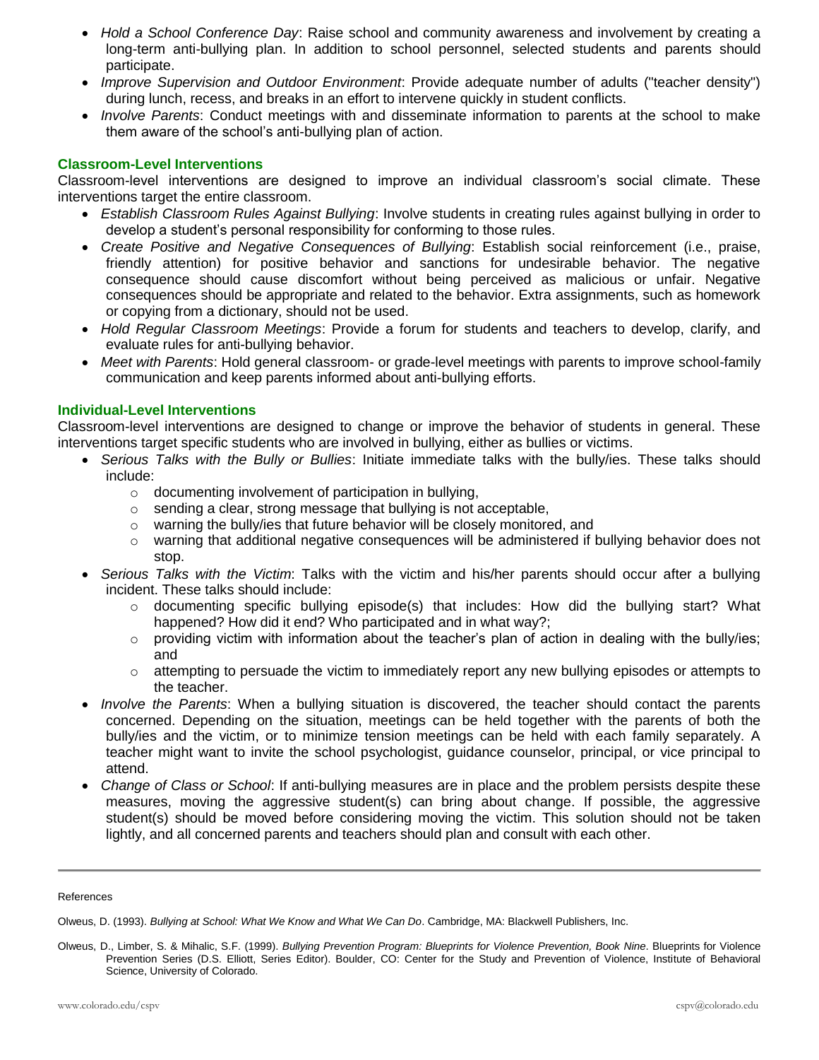- *Hold a School Conference Day*: Raise school and community awareness and involvement by creating a long-term anti-bullying plan. In addition to school personnel, selected students and parents should participate.
- *Improve Supervision and Outdoor Environment*: Provide adequate number of adults ("teacher density") during lunch, recess, and breaks in an effort to intervene quickly in student conflicts.
- *Involve Parents*: Conduct meetings with and disseminate information to parents at the school to make them aware of the school's anti-bullying plan of action.

### Classroom-Level Interventions

Classroom-level interventions are designed to improve an individual classroom's social climate. These interventions target the entire classroom.

- *Establish Classroom Rules Against Bullying*: Involve students in creating rules against bullying in order to develop a student's personal responsibility for conforming to those rules.
- *Create Positive and Negative Consequences of Bullying*: Establish social reinforcement (i.e., praise, friendly attention) for positive behavior and sanctions for undesirable behavior. The negative consequence should cause discomfort without being perceived as malicious or unfair. Negative consequences should be appropriate and related to the behavior. Extra assignments, such as homework or copying from a dictionary, should not be used.
- *Hold Regular Classroom Meetings*: Provide a forum for students and teachers to develop, clarify, and evaluate rules for anti-bullying behavior.
- *Meet with Parents*: Hold general classroom- or grade-level meetings with parents to improve school-family communication and keep parents informed about anti-bullying efforts.

### Individual-Level Interventions

Classroom-level interventions are designed to change or improve the behavior of students in general. These interventions target specific students who are involved in bullying, either as bullies or victims.

- *Serious Talks with the Bully or Bullies*: Initiate immediate talks with the bully/ies. These talks should include:
  - documenting involvement of participation in bullying,
  - sending a clear, strong message that bullying is not acceptable,
  - warning the bully/ies that future behavior will be closely monitored, and
  - warning that additional negative consequences will be administered if bullying behavior does not stop.
- *Serious Talks with the Victim*: Talks with the victim and his/her parents should occur after a bullying incident. These talks should include:
  - documenting specific bullying episode(s) that includes: How did the bullying start? What happened? How did it end? Who participated and in what way?;
  - providing victim with information about the teacher's plan of action in dealing with the bully/ies; and
  - attempting to persuade the victim to immediately report any new bullying episodes or attempts to the teacher.
- *Involve the Parents*: When a bullying situation is discovered, the teacher should contact the parents concerned. Depending on the situation, meetings can be held together with the parents of both the bully/ies and the victim, or to minimize tension meetings can be held with each family separately. A teacher might want to invite the school psychologist, guidance counselor, principal, or vice principal to attend.
- *Change of Class or School*: If anti-bullying measures are in place and the problem persists despite these measures, moving the aggressive student(s) can bring about change. If possible, the aggressive student(s) should be moved before considering moving the victim. This solution should not be taken lightly, and all concerned parents and teachers should plan and consult with each other.

---

References

Olweus, D. (1993). *Bullying at School: What We Know and What We Can Do*. Cambridge, MA: Blackwell Publishers, Inc.

Olweus, D., Limber, S. & Mihalic, S.F. (1999). *Bullying Prevention Program: Blueprints for Violence Prevention, Book Nine*. Blueprints for Violence Prevention Series (D.S. Elliott, Series Editor). Boulder, CO: Center for the Study and Prevention of Violence, Institute of Behavioral Science, University of Colorado.

www.colorado.edu/cspv cspv@colorado.edu